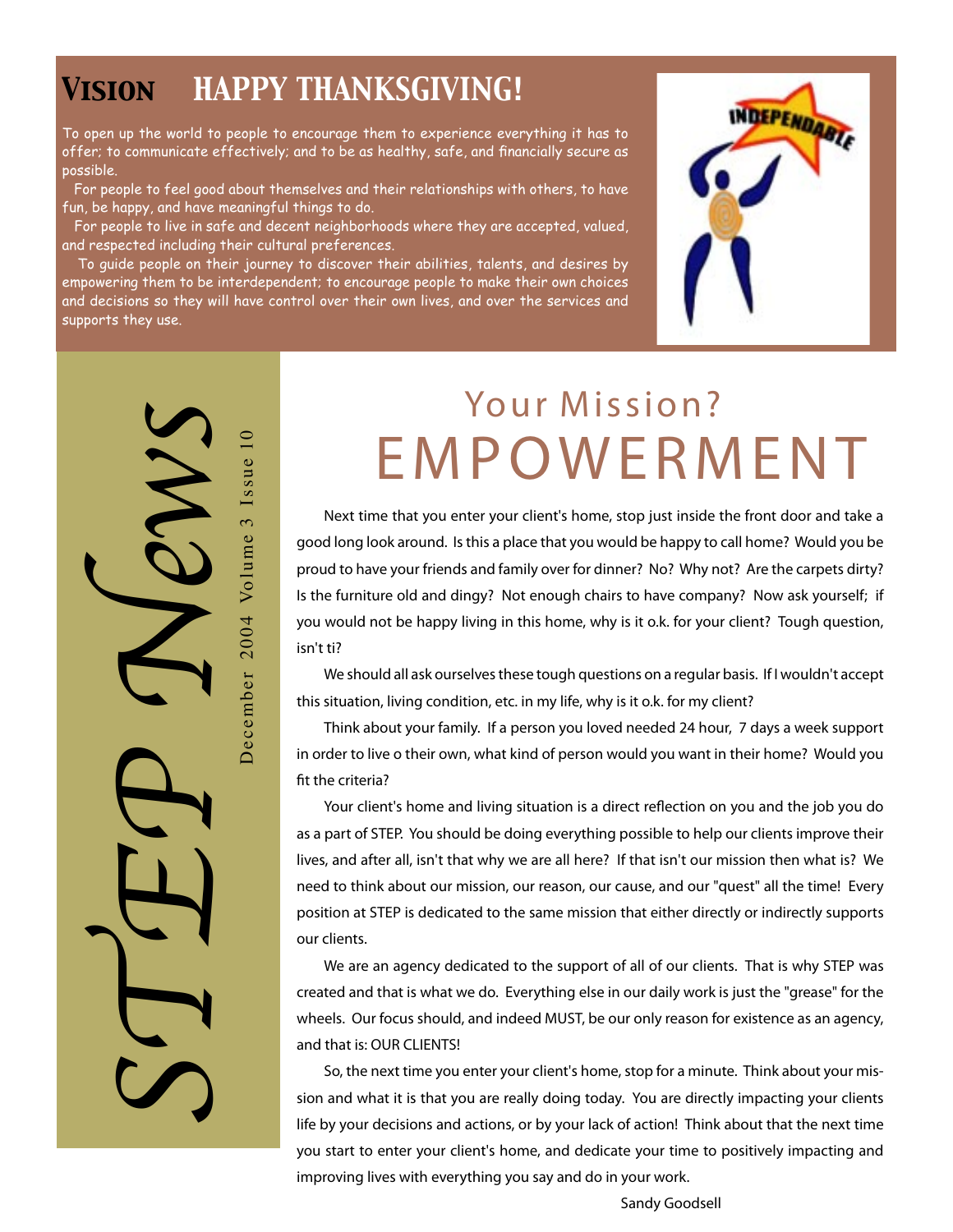# VISION

## HAPPY THANKSGIVING!

To open up the world to people to encourage them to experience everything it has to offer; to communicate effectively; and to be as healthy, safe, and financially secure as possible.

For people to feel good about themselves and their relationships with others, to have fun, be happy, and have meaningful things to do.

For people to live in safe and decent neighborhoods where they are accepted, valued, and respected including their cultural preferences.

To guide people on their journey to discover their abilities, talents, and desires by empowering them to be interdependent; to encourage people to make their own choices and decisions so they will have control over their own lives, and over the services and supports they use.

INDEPENDABLE

# STEP News

December 2004 Volume 3 Issue 10

## Your Mission? EMPOWERMENT

Next time that you enter your client's home, stop just inside the front door and take a good long look around. Is this a place that you would be happy to call home? Would you be proud to have your friends and family over for dinner? No? Why not? Are the carpets dirty? Is the furniture old and dingy? Not enough chairs to have company? Now ask yourself; if you would not be happy living in this home, why is it o.k. for your client? Tough question, isn't ti?

We should all ask ourselves these tough questions on a regular basis. If I wouldn't accept this situation, living condition, etc. in my life, why is it o.k. for my client?

Think about your family. If a person you loved needed 24 hour, 7 days a week support in order to live o their own, what kind of person would you want in their home? Would you fit the criteria?

Your client's home and living situation is a direct reflection on you and the job you do as a part of STEP. You should be doing everything possible to help our clients improve their lives, and after all, isn't that why we are all here? If that isn't our mission then what is? We need to think about our mission, our reason, our cause, and our "quest" all the time! Every position at STEP is dedicated to the same mission that either directly or indirectly supports our clients.

We are an agency dedicated to the support of all of our clients. That is why STEP was created and that is what we do. Everything else in our daily work is just the "grease" for the wheels. Our focus should, and indeed MUST, be our only reason for existence as an agency, and that is: OUR CLIENTS!

So, the next time you enter your client's home, stop for a minute. Think about your mission and what it is that you are really doing today. You are directly impacting your clients life by your decisions and actions, or by your lack of action! Think about that the next time you start to enter your client's home, and dedicate your time to positively impacting and improving lives with everything you say and do in your work.

Sandy Goodsell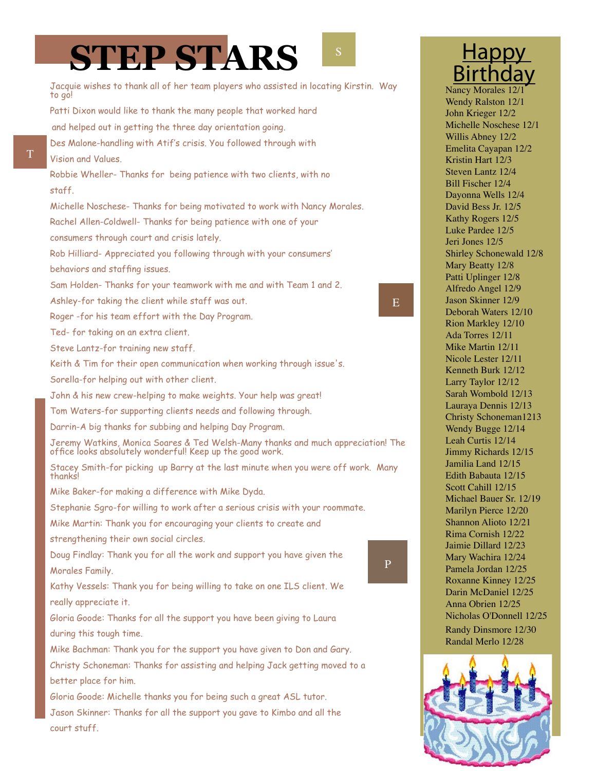# STEP STARS

Jacquie wishes to thank all of her team players who assisted in locating Kirstin. Way to go!

Patti Dixon would like to thank the many people that worked hard and helped out in getting the three day orientation going.

Des Malone-handling with Atif's crisis. You followed through with Vision and Values.

Robbie Wheller- Thanks for being patience with two clients, with no staff.

Michelle Noschese- Thanks for being motivated to work with Nancy Morales.

Rachel Allen-Coldwell- Thanks for being patience with one of your consumers through court and crisis lately.

Rob Hilliard- Appreciated you following through with your consumers' behaviors and staffing issues.

Sam Holden- Thanks for your teamwork with me and with Team 1 and 2.

Ashley-for taking the client while staff was out.

Roger -for his team effort with the Day Program.

Ted- for taking on an extra client.

Steve Lantz-for training new staff.

Keith & Tim for their open communication when working through issue's.

Sorella-for helping out with other client.

John & his new crew-helping to make weights. Your help was great!

Tom Waters-for supporting clients needs and following through.

Darrin-A big thanks for subbing and helping Day Program.

Jeremy Watkins, Monica Soares & Ted Welsh-Many thanks and much appreciation! The office looks absolutely wonderful! Keep up the good work.

Stacey Smith-for picking up Barry at the last minute when you were off work. Many thanks!

Mike Baker-for making a difference with Mike Dyda.

Stephanie Sgro-for willing to work after a serious crisis with your roommate.

Mike Martin: Thank you for encouraging your clients to create and strengthening their own social circles.

Doug Findlay: Thank you for all the work and support you have given the Morales Family.

Kathy Vessels: Thank you for being willing to take on one ILS client. We really appreciate it.

Gloria Goode: Thanks for all the support you have been giving to Laura during this tough time.

Mike Bachman: Thank you for the support you have given to Don and Gary.

Christy Schoneman: Thanks for assisting and helping Jack getting moved to a better place for him.

Gloria Goode: Michelle thanks you for being such a great ASL tutor.

Jason Skinner: Thanks for all the support you gave to Kimbo and all the court stuff.

## Happy Birthday

Nancy Morales 12/1
Wendy Ralston 12/1
John Krieger 12/2
Michelle Noschese 12/1
Willis Abney 12/2
Emelita Cayapan 12/2
Kristin Hart 12/3
Steven Lantz 12/4
Bill Fischer 12/4
Dayonna Wells 12/4
David Bess Jr. 12/5
Kathy Rogers 12/5
Luke Pardee 12/5
Jeri Jones 12/5
Shirley Schonewald 12/8
Mary Beatty 12/8
Patti Uplinger 12/8
Alfredo Angel 12/9
Jason Skinner 12/9
Deborah Waters 12/10
Rion Markley 12/10
Ada Torres 12/11
Mike Martin 12/11
Nicole Lester 12/11
Kenneth Burk 12/12
Larry Taylor 12/12
Sarah Wombold 12/13
Lauraya Dennis 12/13
Christy Schoneman1213
Wendy Bugge 12/14
Leah Curtis 12/14
Jimmy Richards 12/15
Jamilia Land 12/15
Edith Babauta 12/15
Scott Cahill 12/15
Michael Bauer Sr. 12/19
Marilyn Pierce 12/20
Shannon Alioto 12/21
Rima Cornish 12/22
Jaimie Dillard 12/23
Mary Wachira 12/24
Pamela Jordan 12/25
Roxanne Kinney 12/25
Darin McDaniel 12/25
Anna Obrien 12/25
Nicholas O'Donnell 12/25
Randy Dinsmore 12/30
Randal Merlo 12/28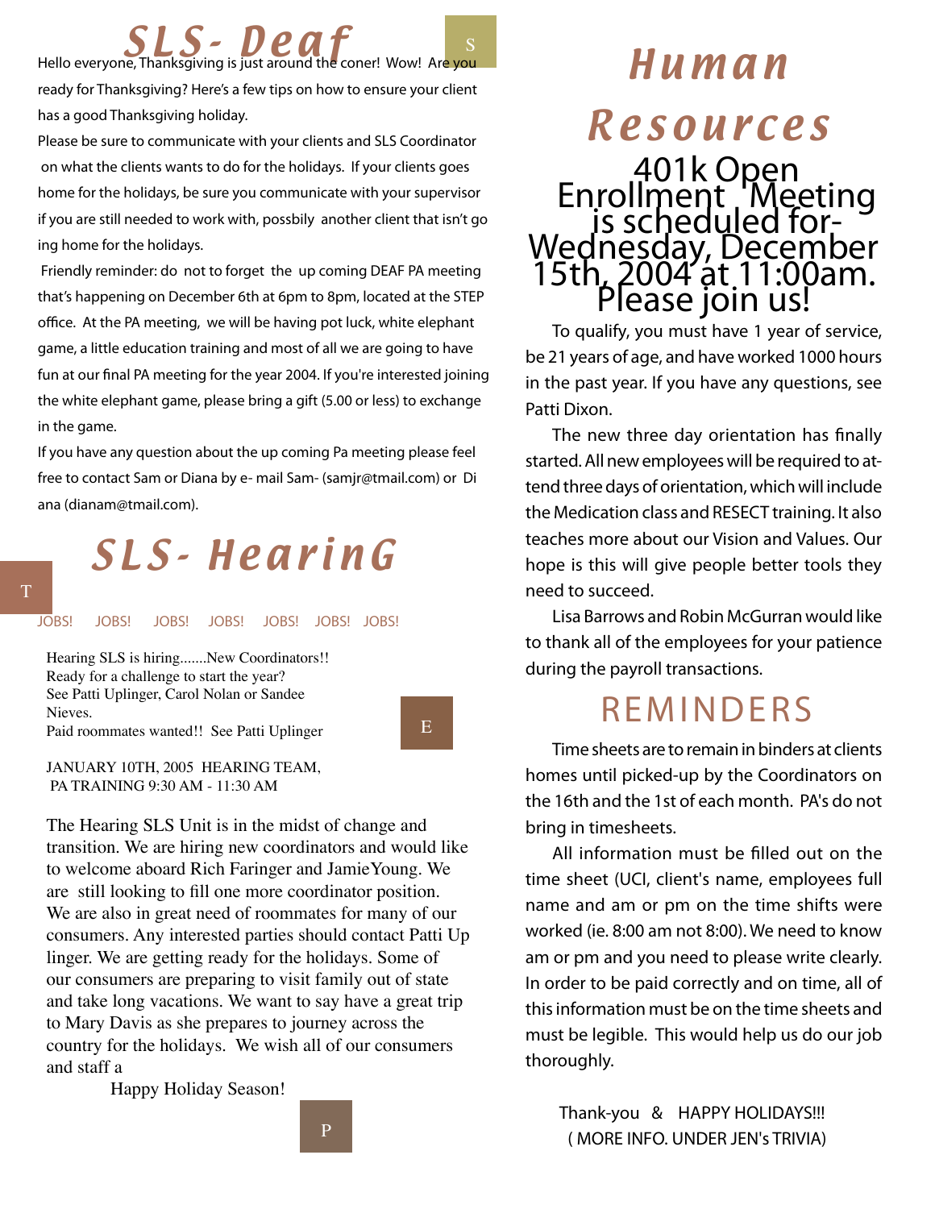# SLS- Deaf

Hello everyone, Thanksgiving is just around the coner! Wow! Are you ready for Thanksgiving? Here's a few tips on how to ensure your client has a good Thanksgiving holiday.

Please be sure to communicate with your clients and SLS Coordinator on what the clients wants to do for the holidays. If your clients goes home for the holidays, be sure you communicate with your supervisor if you are still needed to work with, possbily another client that isn't go ing home for the holidays.

Friendly reminder: do not to forget the up coming DEAF PA meeting that's happening on December 6th at 6pm to 8pm, located at the STEP office. At the PA meeting, we will be having pot luck, white elephant game, a little education training and most of all we are going to have fun at our final PA meeting for the year 2004. If you're interested joining the white elephant game, please bring a gift (5.00 or less) to exchange in the game.

If you have any question about the up coming Pa meeting please feel free to contact Sam or Diana by e- mail Sam- (samjr@tmail.com) or Di ana (dianam@tmail.com).

# SLS- HearinG

JOBS! JOBS! JOBS! JOBS! JOBS! JOBS! JOBS!

Hearing SLS is hiring.......New Coordinators!!
Ready for a challenge to start the year?
See Patti Uplinger, Carol Nolan or Sandee Nieves.
Paid roommates wanted!! See Patti Uplinger

JANUARY 10TH, 2005 HEARING TEAM,
PA TRAINING 9:30 AM - 11:30 AM

The Hearing SLS Unit is in the midst of change and transition. We are hiring new coordinators and would like to welcome aboard Rich Faringer and JamieYoung. We are still looking to fill one more coordinator position. We are also in great need of roommates for many of our consumers. Any interested parties should contact Patti Up linger. We are getting ready for the holidays. Some of our consumers are preparing to visit family out of state and take long vacations. We want to say have a great trip to Mary Davis as she prepares to journey across the country for the holidays. We wish all of our consumers and staff a

Happy Holiday Season!

# Human Resources

## 401k Open Enrollment Meeting is scheduled for- Wednesday, December 15th, 2004 at 11:00am. Please join us!

To qualify, you must have 1 year of service, be 21 years of age, and have worked 1000 hours in the past year. If you have any questions, see Patti Dixon.

The new three day orientation has finally started. All new employees will be required to attend three days of orientation, which will include the Medication class and RESECT training. It also teaches more about our Vision and Values. Our hope is this will give people better tools they need to succeed.

Lisa Barrows and Robin McGurran would like to thank all of the employees for your patience during the payroll transactions.

## REMINDERS

Time sheets are to remain in binders at clients homes until picked-up by the Coordinators on the 16th and the 1st of each month. PA's do not bring in timesheets.

All information must be filled out on the time sheet (UCI, client's name, employees full name and am or pm on the time shifts were worked (ie. 8:00 am not 8:00). We need to know am or pm and you need to please write clearly. In order to be paid correctly and on time, all of this information must be on the time sheets and must be legible. This would help us do our job thoroughly.

Thank-you & HAPPY HOLIDAYS!!!
( MORE INFO. UNDER JEN's TRIVIA)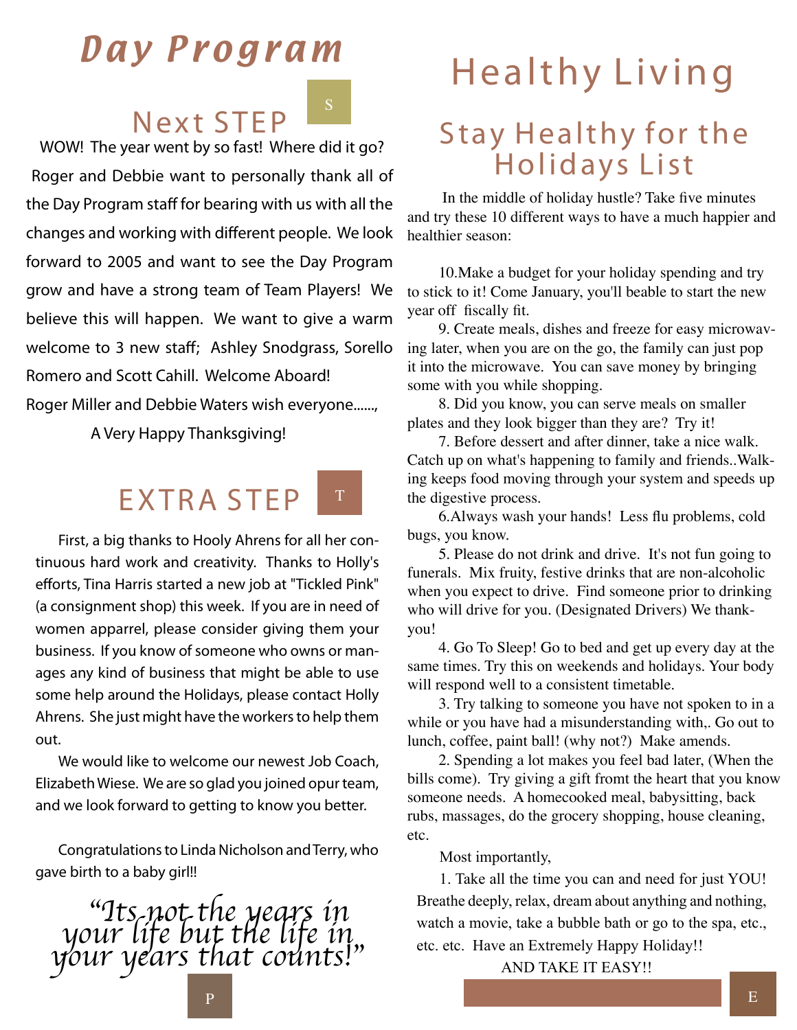# Day Program

## Next STEP

S

WOW! The year went by so fast! Where did it go? Roger and Debbie want to personally thank all of the Day Program staff for bearing with us with all the changes and working with different people. We look forward to 2005 and want to see the Day Program grow and have a strong team of Team Players! We believe this will happen. We want to give a warm welcome to 3 new staff; Ashley Snodgrass, Sorello Romero and Scott Cahill. Welcome Aboard!

Roger Miller and Debbie Waters wish everyone......,

A Very Happy Thanksgiving!

## EXTRA STEP

T

First, a big thanks to Hooly Ahrens for all her continuous hard work and creativity. Thanks to Holly's efforts, Tina Harris started a new job at "Tickled Pink" (a consignment shop) this week. If you are in need of women apparrel, please consider giving them your business. If you know of someone who owns or manages any kind of business that might be able to use some help around the Holidays, please contact Holly Ahrens. She just might have the workers to help them out.

We would like to welcome our newest Job Coach, Elizabeth Wiese. We are so glad you joined opur team, and we look forward to getting to know you better.

Congratulations to Linda Nicholson and Terry, who gave birth to a baby girl!!

*"Its not the years in your life but the life in your years that counts!"*

P

# Healthy Living

## Stay Healthy for the Holidays List

In the middle of holiday hustle? Take five minutes and try these 10 different ways to have a much happier and healthier season:

10.Make a budget for your holiday spending and try to stick to it! Come January, you'll beable to start the new year off fiscally fit.

9. Create meals, dishes and freeze for easy microwaving later, when you are on the go, the family can just pop it into the microwave. You can save money by bringing some with you while shopping.

8. Did you know, you can serve meals on smaller plates and they look bigger than they are? Try it!

7. Before dessert and after dinner, take a nice walk. Catch up on what's happening to family and friends..Walking keeps food moving through your system and speeds up the digestive process.

6.Always wash your hands! Less flu problems, cold bugs, you know.

5. Please do not drink and drive. It's not fun going to funerals. Mix fruity, festive drinks that are non-alcoholic when you expect to drive. Find someone prior to drinking who will drive for you. (Designated Drivers) We thankyou!

4. Go To Sleep! Go to bed and get up every day at the same times. Try this on weekends and holidays. Your body will respond well to a consistent timetable.

3. Try talking to someone you have not spoken to in a while or you have had a misunderstanding with,. Go out to lunch, coffee, paint ball! (why not?) Make amends.

2. Spending a lot makes you feel bad later, (When the bills come). Try giving a gift fromt the heart that you know someone needs. A homecooked meal, babysitting, back rubs, massages, do the grocery shopping, house cleaning, etc.

Most importantly,

1. Take all the time you can and need for just YOU! Breathe deeply, relax, dream about anything and nothing, watch a movie, take a bubble bath or go to the spa, etc., etc. etc. Have an Extremely Happy Holiday!!

AND TAKE IT EASY!!

E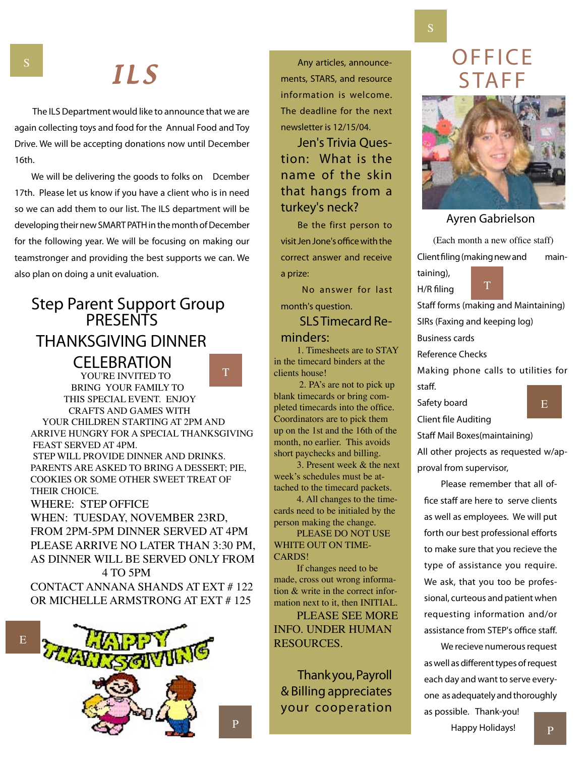# ILS

The ILS Department would like to announce that we are again collecting toys and food for the Annual Food and Toy Drive. We will be accepting donations now until December 16th.

We will be delivering the goods to folks on Dcember 17th. Please let us know if you have a client who is in need so we can add them to our list. The ILS department will be developing their new SMART PATH in the month of December for the following year. We will be focusing on making our teamstronger and providing the best supports we can. We also plan on doing a unit evaluation.

## Step Parent Support Group PRESENTS THANKSGIVING DINNER CELEBRATION

YOU'RE INVITED TO BRING YOUR FAMILY TO THIS SPECIAL EVENT. ENJOY CRAFTS AND GAMES WITH YOUR CHILDREN STARTING AT 2PM AND ARRIVE HUNGRY FOR A SPECIAL THANKSGIVING FEAST SERVED AT 4PM.

STEP WILL PROVIDE DINNER AND DRINKS. PARENTS ARE ASKED TO BRING A DESSERT; PIE, COOKIES OR SOME OTHER SWEET TREAT OF THEIR CHOICE.

WHERE: STEP OFFICE

WHEN: TUESDAY, NOVEMBER 23RD, FROM 2PM-5PM DINNER SERVED AT 4PM

PLEASE ARRIVE NO LATER THAN 3:30 PM, AS DINNER WILL BE SERVED ONLY FROM 4 TO 5PM

CONTACT ANNANA SHANDS AT EXT # 122 OR MICHELLE ARMSTRONG AT EXT # 125

Any articles, announcements, STARS, and resource information is welcome. The deadline for the next newsletter is 12/15/04.

## Jen's Trivia Question: What is the name of the skin that hangs from a turkey's neck?

Be the first person to visit Jen Jone's office with the correct answer and receive a prize:

No answer for last month's question.

## SLS Timecard Reminders:

1. Timesheets are to STAY in the timecard binders at the clients house!

2. PA's are not to pick up blank timecards or bring completed timecards into the office. Coordinators are to pick them up on the 1st and the 16th of the month, no earlier. This avoids short paychecks and billing.

3. Present week & the next week's schedules must be attached to the timecard packets.

4. All changes to the timecards need to be initialed by the person making the change.

PLEASE DO NOT USE WHITE OUT ON TIMECARDS!

If changes need to be made, cross out wrong information & write in the correct information next to it, then INITIAL.

PLEASE SEE MORE INFO. UNDER HUMAN RESOURCES.

Thank you, Payroll & Billing appreciates your cooperation

# OFFICE STAFF

Ayren Gabrielson

(Each month a new office staff)

Client filing (making new and maintaining),
H/R filing
Staff forms (making and Maintaining)
SIRs (Faxing and keeping log)
Business cards
Reference Checks
Making phone calls to utilities for staff.
Safety board
Client file Auditing
Staff Mail Boxes(maintaining)
All other projects as requested w/approval from supervisor,

Please remember that all office staff are here to serve clients as well as employees. We will put forth our best professional efforts to make sure that you recieve the type of assistance you require. We ask, that you too be professional, curteous and patient when requesting information and/or assistance from STEP's office staff.

We recieve numerous request as well as different types of request each day and want to serve everyone as adequately and thoroughly as possible. Thank-you!

Happy Holidays!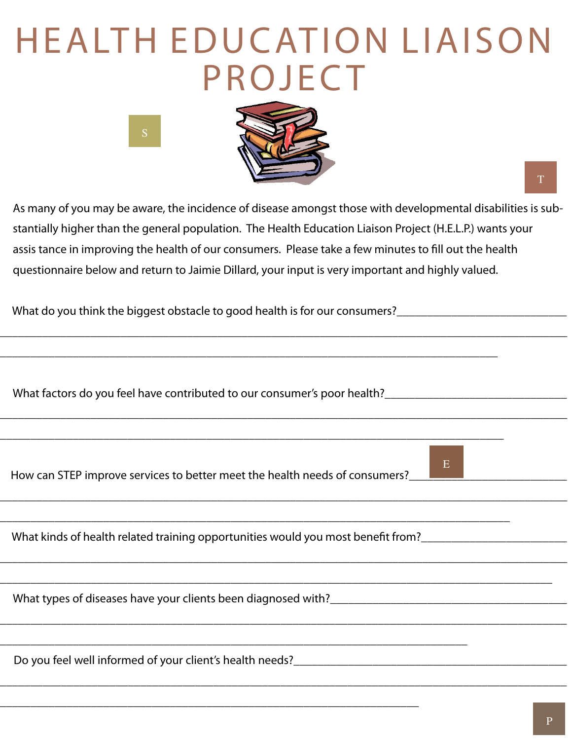# HEALTH EDUCATION LIAISON PROJECT

S

T

As many of you may be aware, the incidence of disease amongst those with developmental disabilities is substantially higher than the general population. The Health Education Liaison Project (H.E.L.P.) wants your assis tance in improving the health of our consumers. Please take a few minutes to fill out the health questionnaire below and return to Jaimie Dillard, your input is very important and highly valued.

What do you think the biggest obstacle to good health is for our consumers?______________________________

____________________________________________________________________________________________

____________________________________________________________________________________

What factors do you feel have contributed to our consumer's poor health?________________________________

____________________________________________________________________________________________

____________________________________________________________________________________

E

How can STEP improve services to better meet the health needs of consumers?____________________________

____________________________________________________________________________________________

____________________________________________________________________________________

What kinds of health related training opportunities would you most benefit from?_________________________

____________________________________________________________________________________________

____________________________________________________________________________________________

What types of diseases have your clients been diagnosed with?_________________________________________

____________________________________________________________________________________________

______________________________________________________________________________

Do you feel well informed of your client's health needs?______________________________________________

____________________________________________________________________________________________

______________________________________________________________________

P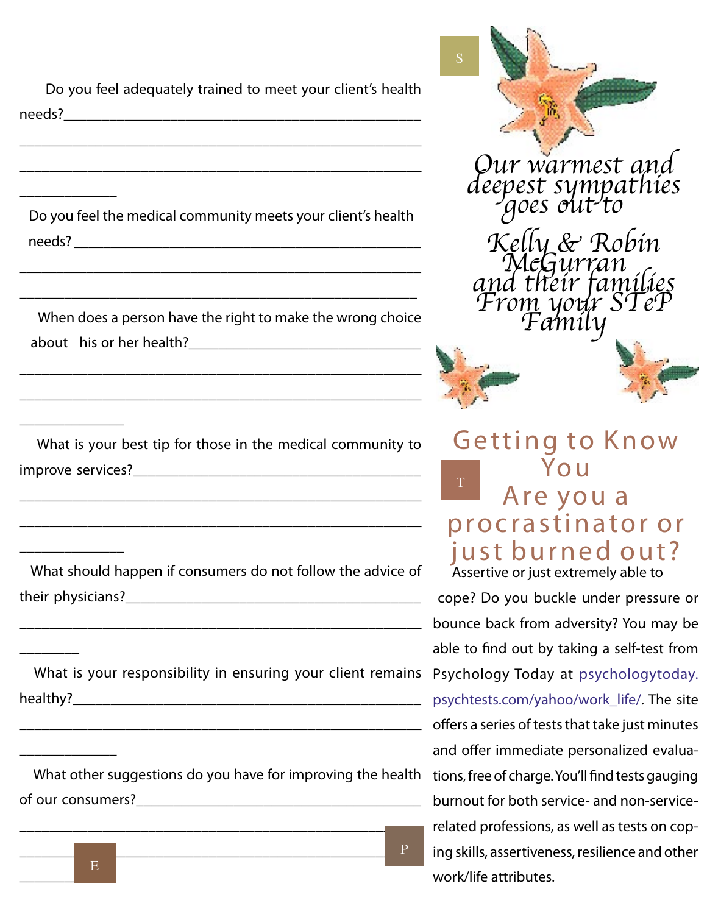Do you feel adequately trained to meet your client's health needs?___________________________________________

___________________________________________

___________________________________________

_____________

Do you feel the medical community meets your client's health needs? ___________________________________________

___________________________________________

___________________________________________

When does a person have the right to make the wrong choice about his or her health?_______________________________

___________________________________________

___________________________________________

_____________

What is your best tip for those in the medical community to improve services?_______________________________________

___________________________________________

___________________________________________

_____________

What should happen if consumers do not follow the advice of their physicians?_______________________________________

___________________________________________

________

What is your responsibility in ensuring your client remains healthy?___________________________________________

___________________________________________

_____________

What other suggestions do you have for improving the health of our consumers?_____________________________________

___________________________________________

___________________________________________

_______

*Our warmest and deepest sympathies goes out to*

*Kelly & Robin McGurran and their families From your STeP Family*

## Getting to Know You

## Are you a procrastinator or just burned out?

Assertive or just extremely able to cope? Do you buckle under pressure or bounce back from adversity? You may be able to find out by taking a self-test from Psychology Today at psychologytoday.psychtests.com/yahoo/work_life/. The site offers a series of tests that take just minutes and offer immediate personalized evaluations, free of charge. You'll find tests gauging burnout for both service- and non-service-related professions, as well as tests on coping skills, assertiveness, resilience and other work/life attributes.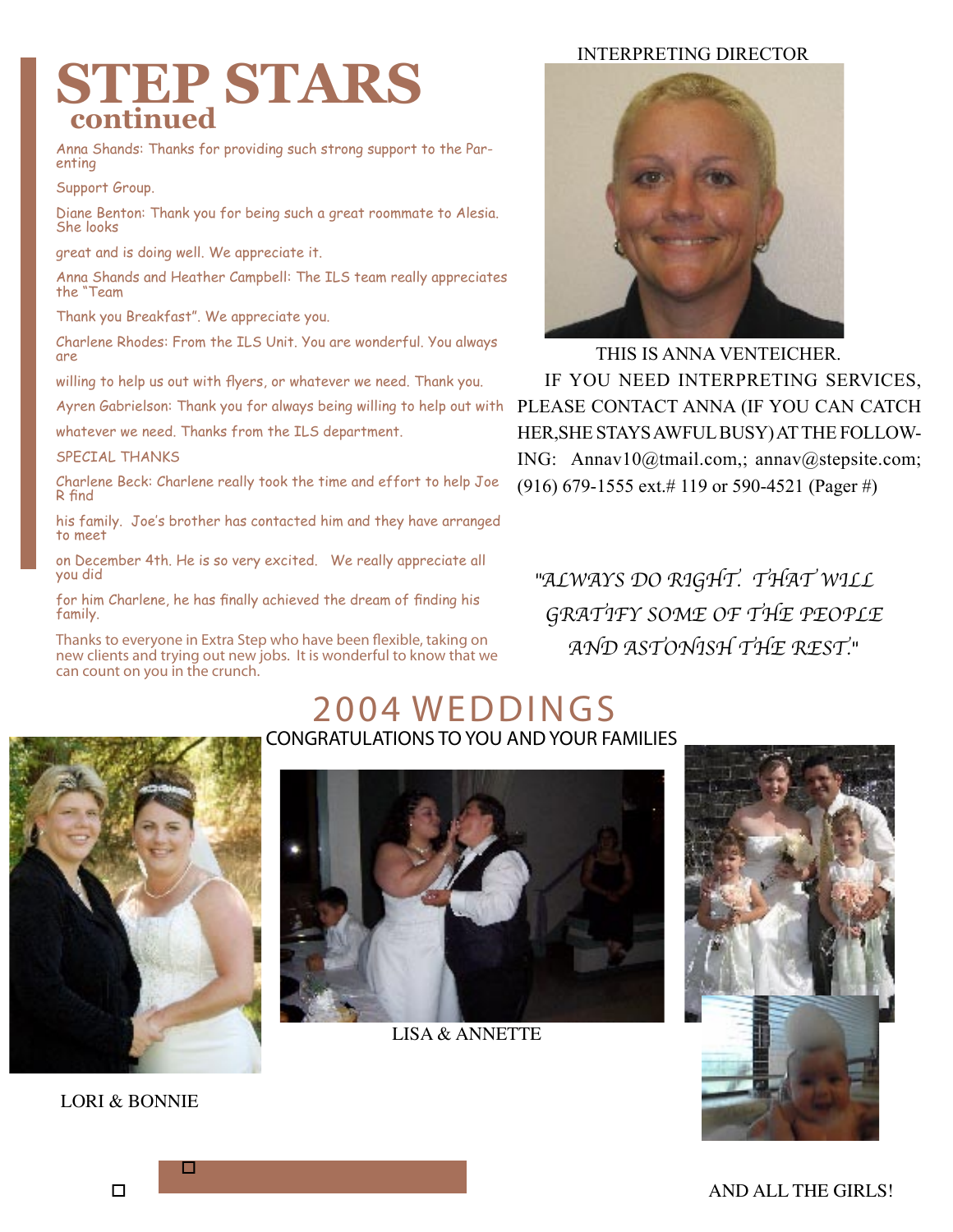# STEP STARS
## continued

Anna Shands: Thanks for providing such strong support to the Parenting Support Group.

Diane Benton: Thank you for being such a great roommate to Alesia. She looks great and is doing well. We appreciate it.

Anna Shands and Heather Campbell: The ILS team really appreciates the "Team Thank you Breakfast". We appreciate you.

Charlene Rhodes: From the ILS Unit. You are wonderful. You always are willing to help us out with flyers, or whatever we need. Thank you.

Ayren Gabrielson: Thank you for always being willing to help out with whatever we need. Thanks from the ILS department.

SPECIAL THANKS

Charlene Beck: Charlene really took the time and effort to help Joe R find his family. Joe's brother has contacted him and they have arranged to meet on December 4th. He is so very excited. We really appreciate all you did for him Charlene, he has finally achieved the dream of finding his family.

Thanks to everyone in Extra Step who have been flexible, taking on new clients and trying out new jobs. It is wonderful to know that we can count on you in the crunch.

INTERPRETING DIRECTOR

THIS IS ANNA VENTEICHER.

IF YOU NEED INTERPRETING SERVICES, PLEASE CONTACT ANNA (IF YOU CAN CATCH HER,SHE STAYS AWFUL BUSY) AT THE FOLLOWING: Annav10@tmail.com,; annav@stepsite.com; (916) 679-1555 ext.# 119 or 590-4521 (Pager #)

*"ALWAYS DO RIGHT. THAT WILL GRATIFY SOME OF THE PEOPLE AND ASTONISH THE REST."*

# 2004 WEDDINGS

CONGRATULATIONS TO YOU AND YOUR FAMILIES

LORI & BONNIE

LISA & ANNETTE

AND ALL THE GIRLS!